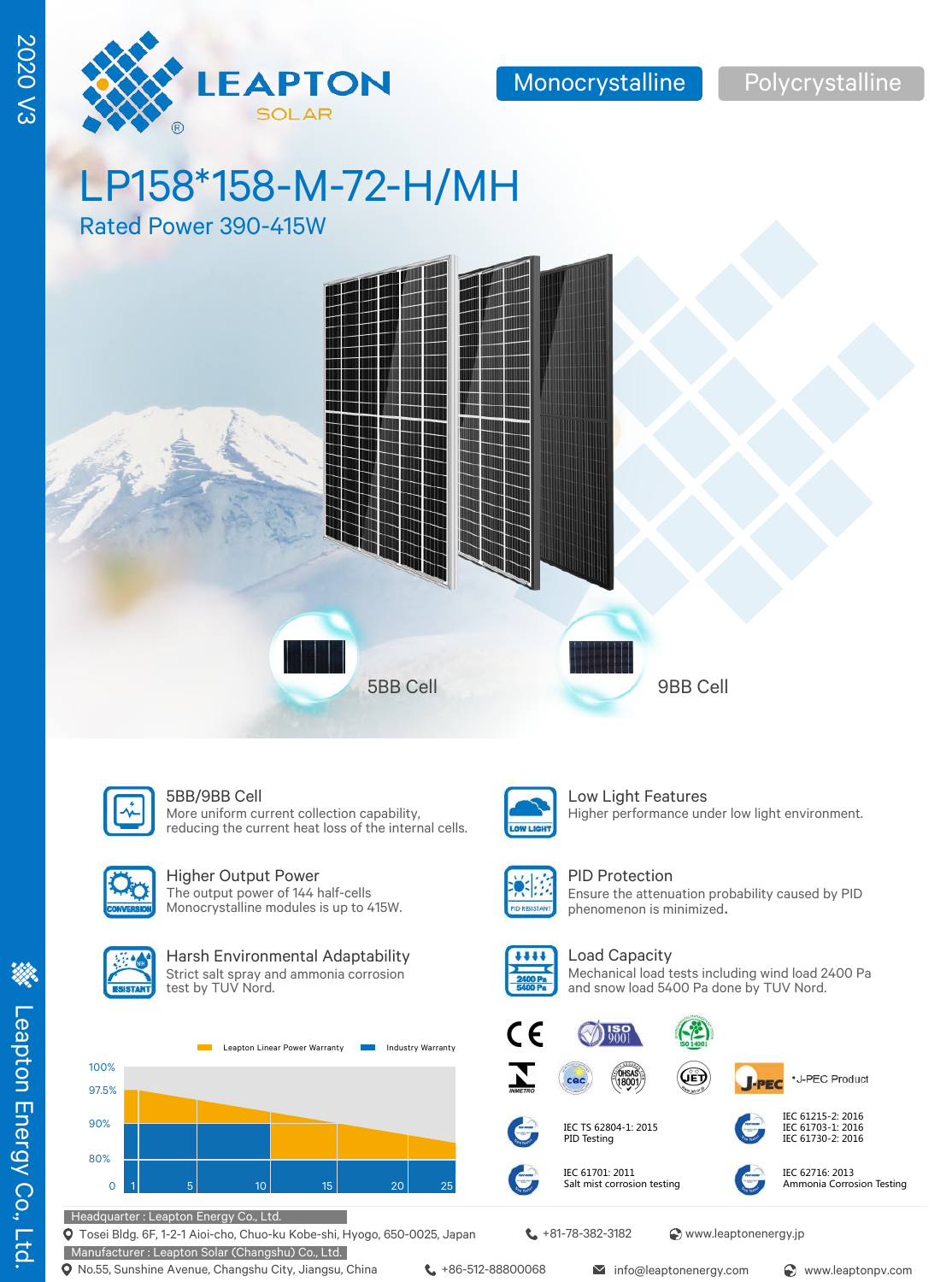2020 V3

LEAPTON SOLAR

Monocrystalline | Polycrystalline

# LP158*158-M-72-H/MH

## Rated Power 390-415W

5BB Cell

9BB Cell

### 5BB/9BB Cell

More uniform current collection capability, reducing the current heat loss of the internal cells.

### Low Light Features

Higher performance under low light environment.

### Higher Output Power

The output power of 144 half-cells Monocrystalline modules is up to 415W.

### PID Protection

Ensure the attenuation probability caused by PID phenomenon is minimized.

### Harsh Environmental Adaptability

Strict salt spray and ammonia corrosion test by TUV Nord.

### Load Capacity

Mechanical load tests including wind load 2400 Pa and snow load 5400 Pa done by TUV Nord.

Leapton Linear Power Warranty | Industry Warranty

100%, 97.5%, 90%, 80%, 0

1, 5, 10, 15, 20, 25

*J-PEC Product

IEC TS 62804-1: 2015
PID Testing

IEC 61215-2: 2016
IEC 61703-1: 2016
IEC 61730-2: 2016

IEC 61701: 2011
Salt mist corrosion testing

IEC 62716: 2013
Ammonia Corrosion Testing

Headquarter : Leapton Energy Co., Ltd.
Tosei Bldg. 6F, 1-2-1 Aioi-cho, Chuo-ku Kobe-shi, Hyogo, 650-0025, Japan
+81-78-382-3182
www.leaptonenergy.jp

Manufacturer : Leapton Solar (Changshu) Co., Ltd.
No.55, Sunshine Avenue, Changshu City, Jiangsu, China
+86-512-88800068
info@leaptonenergy.com
www.leaptonpv.com

Leapton Energy Co., Ltd.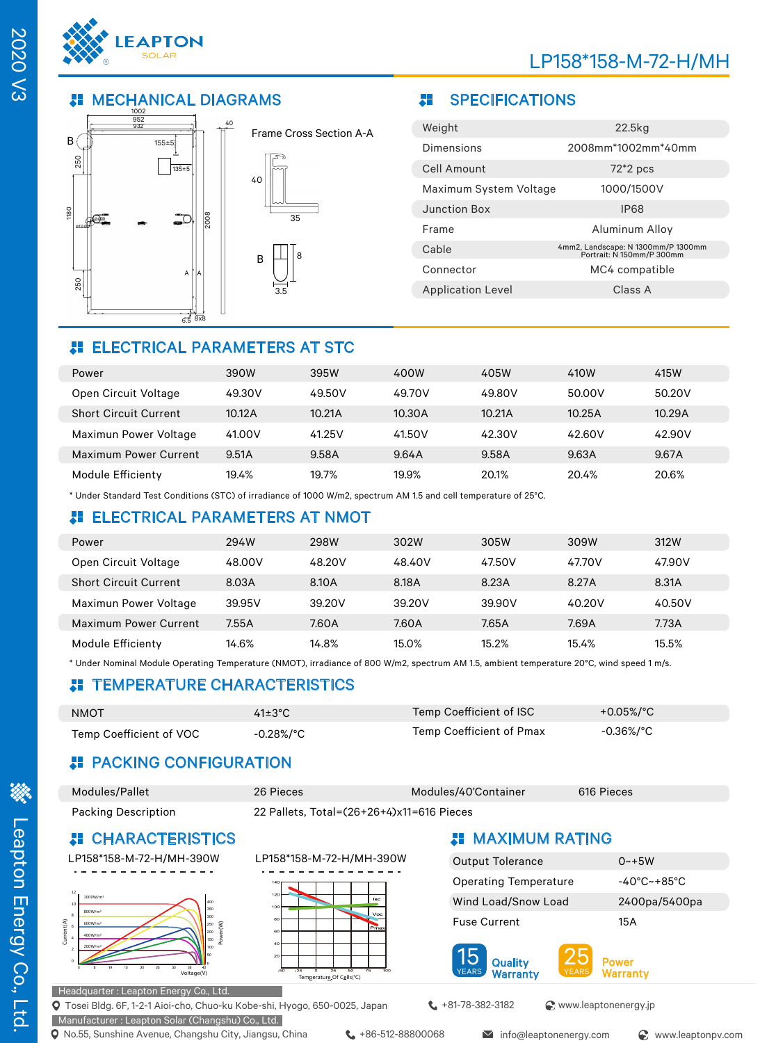LEAPTON SOLAR

# LP158*158-M-72-H/MH

2020 V3

## MECHANICAL DIAGRAMS

1002
952
932
40
B
155±5
135±5
250
1180
2008
250
A A
6.5 8x8

Frame Cross Section A-A

40
35

B
8
3.5

## SPECIFICATIONS

| | |
|---|---|
| Weight | 22.5kg |
| Dimensions | 2008mm*1002mm*40mm |
| Cell Amount | 72*2 pcs |
| Maximum System Voltage | 1000/1500V |
| Junction Box | IP68 |
| Frame | Aluminum Alloy |
| Cable | 4mm2, Landscape: N 1300mm/P 1300mm Portrait: N 150mm/P 300mm |
| Connector | MC4 compatible |
| Application Level | Class A |

## ELECTRICAL PARAMETERS AT STC

| | | | | | | |
|---|---|---|---|---|---|---|
| Power | 390W | 395W | 400W | 405W | 410W | 415W |
| Open Circuit Voltage | 49.30V | 49.50V | 49.70V | 49.80V | 50.00V | 50.20V |
| Short Circuit Current | 10.12A | 10.21A | 10.30A | 10.21A | 10.25A | 10.29A |
| Maximun Power Voltage | 41.00V | 41.25V | 41.50V | 42.30V | 42.60V | 42.90V |
| Maximum Power Current | 9.51A | 9.58A | 9.64A | 9.58A | 9.63A | 9.67A |
| Module Efficienty | 19.4% | 19.7% | 19.9% | 20.1% | 20.4% | 20.6% |

* Under Standard Test Conditions (STC) of irradiance of 1000 W/m2, spectrum AM 1.5 and cell temperature of 25°C.

## ELECTRICAL PARAMETERS AT NMOT

| | | | | | | |
|---|---|---|---|---|---|---|
| Power | 294W | 298W | 302W | 305W | 309W | 312W |
| Open Circuit Voltage | 48.00V | 48.20V | 48.40V | 47.50V | 47.70V | 47.90V |
| Short Circuit Current | 8.03A | 8.10A | 8.18A | 8.23A | 8.27A | 8.31A |
| Maximun Power Voltage | 39.95V | 39.20V | 39.20V | 39.90V | 40.20V | 40.50V |
| Maximum Power Current | 7.55A | 7.60A | 7.60A | 7.65A | 7.69A | 7.73A |
| Module Efficienty | 14.6% | 14.8% | 15.0% | 15.2% | 15.4% | 15.5% |

* Under Nominal Module Operating Temperature (NMOT), irradiance of 800 W/m2, spectrum AM 1.5, ambient temperature 20°C, wind speed 1 m/s.

## TEMPERATURE CHARACTERISTICS

| | | | |
|---|---|---|---|
| NMOT | 41±3°C | Temp Coefficient of ISC | +0.05%/°C |
| Temp Coefficient of VOC | -0.28%/°C | Temp Coefficient of Pmax | -0.36%/°C |

## PACKING CONFIGURATION

| | | | |
|---|---|---|---|
| Modules/Pallet | 26 Pieces | Modules/40'Container | 616 Pieces |
| Packing Description | 22 Pallets, Total=(26+26+4)x11=616 Pieces | | |

## CHARACTERISTICS

LP158*158-M-72-H/MH-390W

1000W/m²
800W/m²
600W/m²
400W/m²
200W/m²
Current(A)
Power(W)
Voltage(V)

LP158*158-M-72-H/MH-390W

Isc
Voc
Pmax
Temperature Of Cells(°C)

## MAXIMUM RATING

| | |
|---|---|
| Output Tolerance | 0~+5W |
| Operating Temperature | -40°C~+85°C |
| Wind Load/Snow Load | 2400pa/5400pa |
| Fuse Current | 15A |

15 YEARS Quality Warranty

25 YEARS Power Warranty

Headquarter : Leapton Energy Co., Ltd.
Tosei Bldg. 6F, 1-2-1 Aioi-cho, Chuo-ku Kobe-shi, Hyogo, 650-0025, Japan
+81-78-382-3182
www.leaptonenergy.jp

Manufacturer : Leapton Solar (Changshu) Co., Ltd.
No.55, Sunshine Avenue, Changshu City, Jiangsu, China
+86-512-88800068
info@leaptonenergy.com
www.leaptonpv.com

Leapton Energy Co., Ltd.